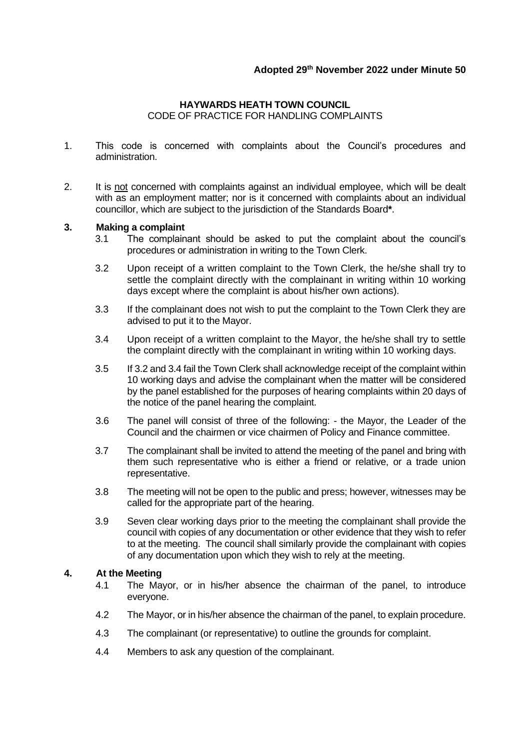**Adopted 29th November 2022 under Minute 50**

**HAYWARDS HEATH TOWN COUNCIL**
CODE OF PRACTICE FOR HANDLING COMPLAINTS

1. This code is concerned with complaints about the Council's procedures and administration.

2. It is <u>not</u> concerned with complaints against an individual employee, which will be dealt with as an employment matter; nor is it concerned with complaints about an individual councillor, which are subject to the jurisdiction of the Standards Board**\***.

## 3. Making a complaint

3.1 The complainant should be asked to put the complaint about the council's procedures or administration in writing to the Town Clerk.

3.2 Upon receipt of a written complaint to the Town Clerk, the he/she shall try to settle the complaint directly with the complainant in writing within 10 working days except where the complaint is about his/her own actions).

3.3 If the complainant does not wish to put the complaint to the Town Clerk they are advised to put it to the Mayor.

3.4 Upon receipt of a written complaint to the Mayor, the he/she shall try to settle the complaint directly with the complainant in writing within 10 working days.

3.5 If 3.2 and 3.4 fail the Town Clerk shall acknowledge receipt of the complaint within 10 working days and advise the complainant when the matter will be considered by the panel established for the purposes of hearing complaints within 20 days of the notice of the panel hearing the complaint.

3.6 The panel will consist of three of the following: - the Mayor, the Leader of the Council and the chairmen or vice chairmen of Policy and Finance committee.

3.7 The complainant shall be invited to attend the meeting of the panel and bring with them such representative who is either a friend or relative, or a trade union representative.

3.8 The meeting will not be open to the public and press; however, witnesses may be called for the appropriate part of the hearing.

3.9 Seven clear working days prior to the meeting the complainant shall provide the council with copies of any documentation or other evidence that they wish to refer to at the meeting. The council shall similarly provide the complainant with copies of any documentation upon which they wish to rely at the meeting.

## 4. At the Meeting

4.1 The Mayor, or in his/her absence the chairman of the panel, to introduce everyone.

4.2 The Mayor, or in his/her absence the chairman of the panel, to explain procedure.

4.3 The complainant (or representative) to outline the grounds for complaint.

4.4 Members to ask any question of the complainant.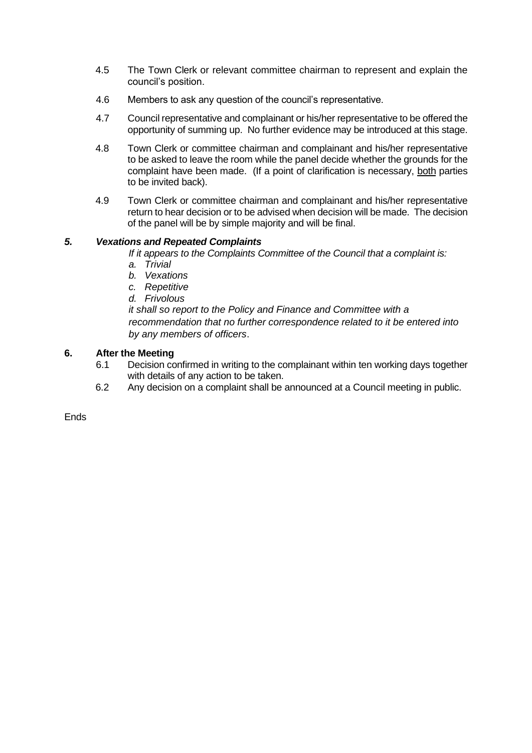4.5 The Town Clerk or relevant committee chairman to represent and explain the council's position.

4.6 Members to ask any question of the council's representative.

4.7 Council representative and complainant or his/her representative to be offered the opportunity of summing up. No further evidence may be introduced at this stage.

4.8 Town Clerk or committee chairman and complainant and his/her representative to be asked to leave the room while the panel decide whether the grounds for the complaint have been made. (If a point of clarification is necessary, <u>both</u> parties to be invited back).

4.9 Town Clerk or committee chairman and complainant and his/her representative return to hear decision or to be advised when decision will be made. The decision of the panel will be by simple majority and will be final.

### *5. Vexations and Repeated Complaints*

*If it appears to the Complaints Committee of the Council that a complaint is:*

*a. Trivial*
*b. Vexations*
*c. Repetitive*
*d. Frivolous*

*it shall so report to the Policy and Finance and Committee with a recommendation that no further correspondence related to it be entered into by any members of officers*.

### 6. After the Meeting

6.1 Decision confirmed in writing to the complainant within ten working days together with details of any action to be taken.

6.2 Any decision on a complaint shall be announced at a Council meeting in public.

Ends